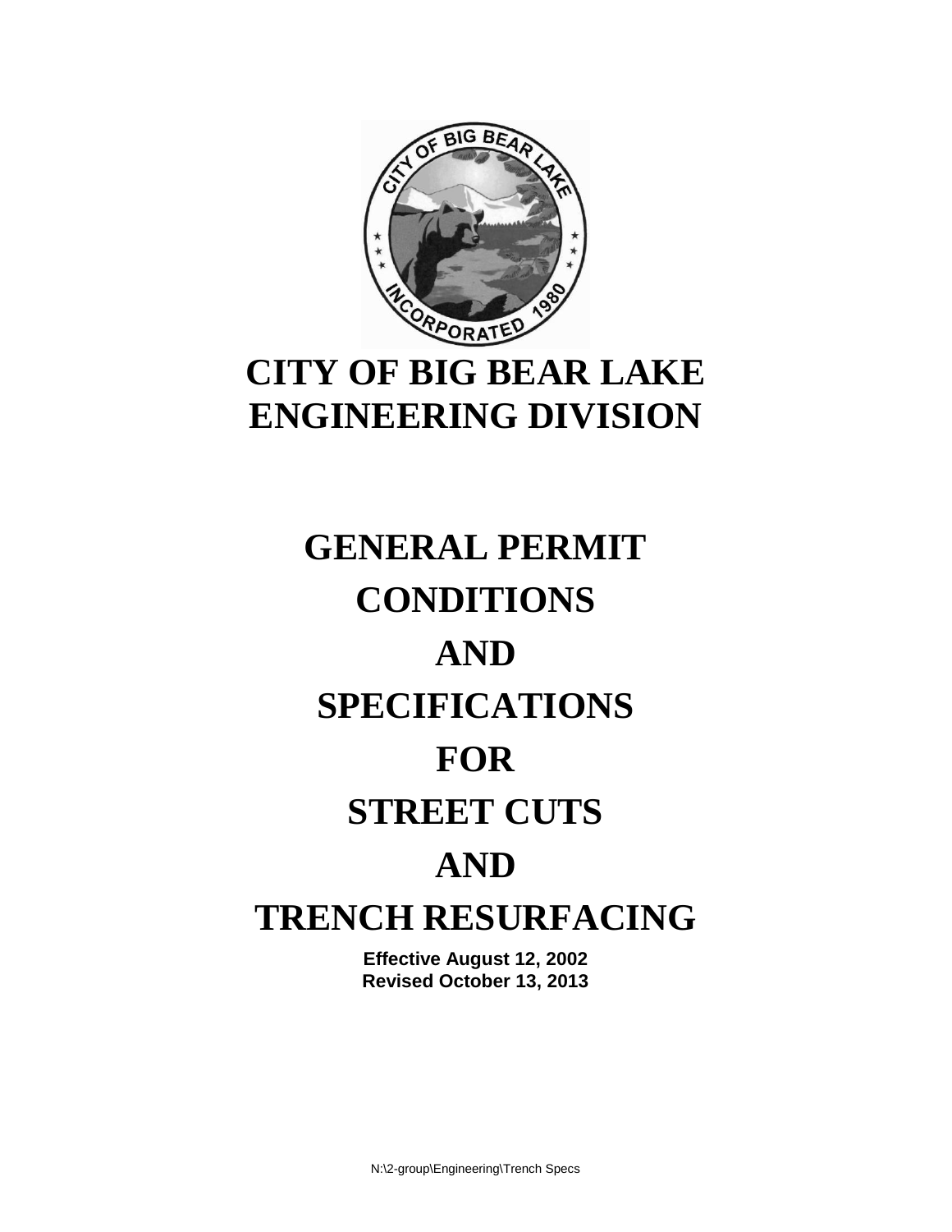# CITY OF BIG BEAR LAKE
# ENGINEERING DIVISION

# GENERAL PERMIT CONDITIONS AND SPECIFICATIONS FOR STREET CUTS AND TRENCH RESURFACING

**Effective August 12, 2002**
**Revised October 13, 2013**

N:\2-group\Engineering\Trench Specs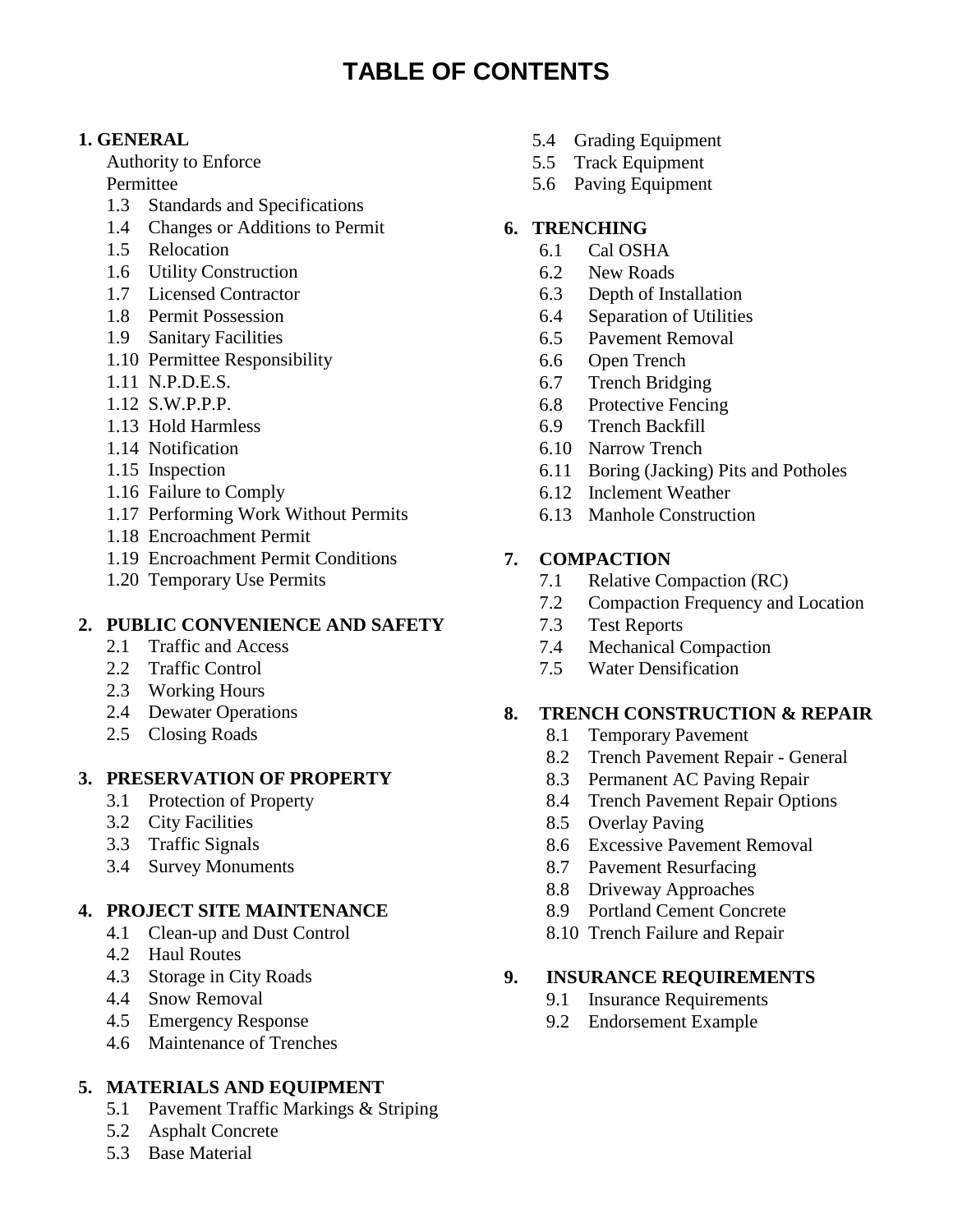# TABLE OF CONTENTS

**1. GENERAL**
- Authority to Enforce
- Permittee
- 1.3 Standards and Specifications
- 1.4 Changes or Additions to Permit
- 1.5 Relocation
- 1.6 Utility Construction
- 1.7 Licensed Contractor
- 1.8 Permit Possession
- 1.9 Sanitary Facilities
- 1.10 Permittee Responsibility
- 1.11 N.P.D.E.S.
- 1.12 S.W.P.P.P.
- 1.13 Hold Harmless
- 1.14 Notification
- 1.15 Inspection
- 1.16 Failure to Comply
- 1.17 Performing Work Without Permits
- 1.18 Encroachment Permit
- 1.19 Encroachment Permit Conditions
- 1.20 Temporary Use Permits

**2. PUBLIC CONVENIENCE AND SAFETY**
- 2.1 Traffic and Access
- 2.2 Traffic Control
- 2.3 Working Hours
- 2.4 Dewater Operations
- 2.5 Closing Roads

**3. PRESERVATION OF PROPERTY**
- 3.1 Protection of Property
- 3.2 City Facilities
- 3.3 Traffic Signals
- 3.4 Survey Monuments

**4. PROJECT SITE MAINTENANCE**
- 4.1 Clean-up and Dust Control
- 4.2 Haul Routes
- 4.3 Storage in City Roads
- 4.4 Snow Removal
- 4.5 Emergency Response
- 4.6 Maintenance of Trenches

**5. MATERIALS AND EQUIPMENT**
- 5.1 Pavement Traffic Markings & Striping
- 5.2 Asphalt Concrete
- 5.3 Base Material
- 5.4 Grading Equipment
- 5.5 Track Equipment
- 5.6 Paving Equipment

**6. TRENCHING**
- 6.1 Cal OSHA
- 6.2 New Roads
- 6.3 Depth of Installation
- 6.4 Separation of Utilities
- 6.5 Pavement Removal
- 6.6 Open Trench
- 6.7 Trench Bridging
- 6.8 Protective Fencing
- 6.9 Trench Backfill
- 6.10 Narrow Trench
- 6.11 Boring (Jacking) Pits and Potholes
- 6.12 Inclement Weather
- 6.13 Manhole Construction

**7. COMPACTION**
- 7.1 Relative Compaction (RC)
- 7.2 Compaction Frequency and Location
- 7.3 Test Reports
- 7.4 Mechanical Compaction
- 7.5 Water Densification

**8. TRENCH CONSTRUCTION & REPAIR**
- 8.1 Temporary Pavement
- 8.2 Trench Pavement Repair - General
- 8.3 Permanent AC Paving Repair
- 8.4 Trench Pavement Repair Options
- 8.5 Overlay Paving
- 8.6 Excessive Pavement Removal
- 8.7 Pavement Resurfacing
- 8.8 Driveway Approaches
- 8.9 Portland Cement Concrete
- 8.10 Trench Failure and Repair

**9. INSURANCE REQUIREMENTS**
- 9.1 Insurance Requirements
- 9.2 Endorsement Example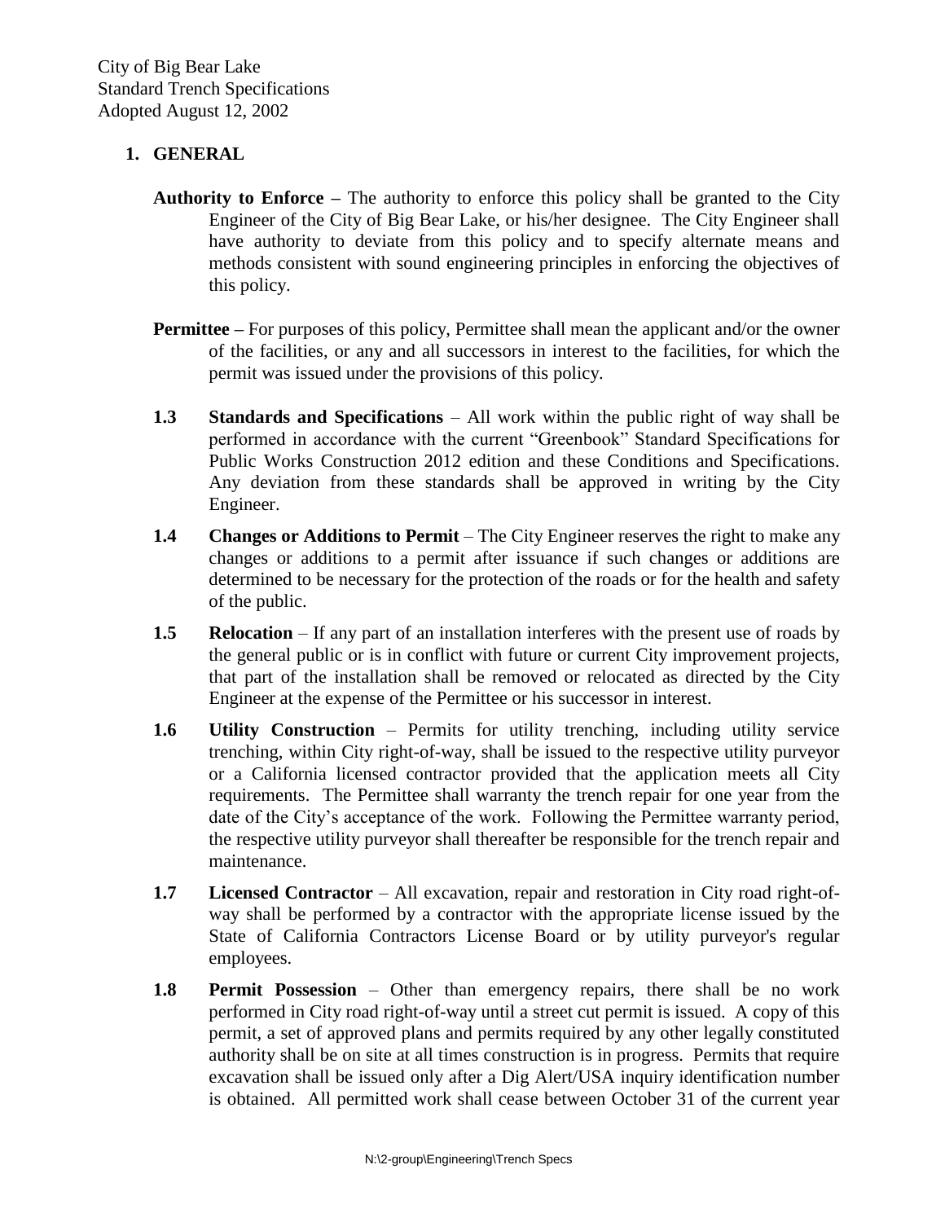City of Big Bear Lake
Standard Trench Specifications
Adopted August 12, 2002

1. **GENERAL**

**Authority to Enforce –** The authority to enforce this policy shall be granted to the City Engineer of the City of Big Bear Lake, or his/her designee. The City Engineer shall have authority to deviate from this policy and to specify alternate means and methods consistent with sound engineering principles in enforcing the objectives of this policy.

**Permittee –** For purposes of this policy, Permittee shall mean the applicant and/or the owner of the facilities, or any and all successors in interest to the facilities, for which the permit was issued under the provisions of this policy.

**1.3 Standards and Specifications** – All work within the public right of way shall be performed in accordance with the current "Greenbook" Standard Specifications for Public Works Construction 2012 edition and these Conditions and Specifications. Any deviation from these standards shall be approved in writing by the City Engineer.

**1.4 Changes or Additions to Permit** – The City Engineer reserves the right to make any changes or additions to a permit after issuance if such changes or additions are determined to be necessary for the protection of the roads or for the health and safety of the public.

**1.5 Relocation** – If any part of an installation interferes with the present use of roads by the general public or is in conflict with future or current City improvement projects, that part of the installation shall be removed or relocated as directed by the City Engineer at the expense of the Permittee or his successor in interest.

**1.6 Utility Construction** – Permits for utility trenching, including utility service trenching, within City right-of-way, shall be issued to the respective utility purveyor or a California licensed contractor provided that the application meets all City requirements. The Permittee shall warranty the trench repair for one year from the date of the City's acceptance of the work. Following the Permittee warranty period, the respective utility purveyor shall thereafter be responsible for the trench repair and maintenance.

**1.7 Licensed Contractor** – All excavation, repair and restoration in City road right-of-way shall be performed by a contractor with the appropriate license issued by the State of California Contractors License Board or by utility purveyor's regular employees.

**1.8 Permit Possession** – Other than emergency repairs, there shall be no work performed in City road right-of-way until a street cut permit is issued. A copy of this permit, a set of approved plans and permits required by any other legally constituted authority shall be on site at all times construction is in progress. Permits that require excavation shall be issued only after a Dig Alert/USA inquiry identification number is obtained. All permitted work shall cease between October 31 of the current year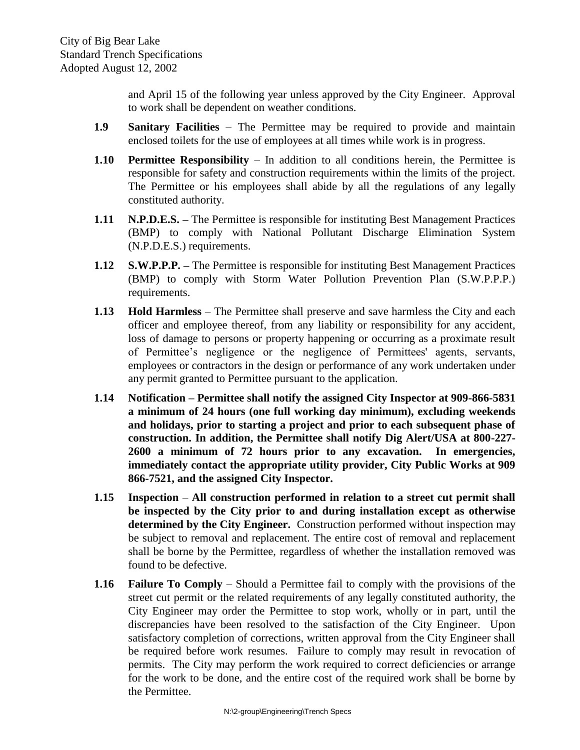and April 15 of the following year unless approved by the City Engineer. Approval to work shall be dependent on weather conditions.

**1.9 Sanitary Facilities** – The Permittee may be required to provide and maintain enclosed toilets for the use of employees at all times while work is in progress.

**1.10 Permittee Responsibility** – In addition to all conditions herein, the Permittee is responsible for safety and construction requirements within the limits of the project. The Permittee or his employees shall abide by all the regulations of any legally constituted authority.

**1.11 N.P.D.E.S. –** The Permittee is responsible for instituting Best Management Practices (BMP) to comply with National Pollutant Discharge Elimination System (N.P.D.E.S.) requirements.

**1.12 S.W.P.P.P. –** The Permittee is responsible for instituting Best Management Practices (BMP) to comply with Storm Water Pollution Prevention Plan (S.W.P.P.P.) requirements.

**1.13 Hold Harmless** – The Permittee shall preserve and save harmless the City and each officer and employee thereof, from any liability or responsibility for any accident, loss of damage to persons or property happening or occurring as a proximate result of Permittee's negligence or the negligence of Permittees' agents, servants, employees or contractors in the design or performance of any work undertaken under any permit granted to Permittee pursuant to the application.

**1.14 Notification – Permittee shall notify the assigned City Inspector at 909-866-5831 a minimum of 24 hours (one full working day minimum), excluding weekends and holidays, prior to starting a project and prior to each subsequent phase of construction. In addition, the Permittee shall notify Dig Alert/USA at 800-227-2600 a minimum of 72 hours prior to any excavation. In emergencies, immediately contact the appropriate utility provider, City Public Works at 909 866-7521, and the assigned City Inspector.**

**1.15 Inspection** – **All construction performed in relation to a street cut permit shall be inspected by the City prior to and during installation except as otherwise determined by the City Engineer.** Construction performed without inspection may be subject to removal and replacement. The entire cost of removal and replacement shall be borne by the Permittee, regardless of whether the installation removed was found to be defective.

**1.16 Failure To Comply** – Should a Permittee fail to comply with the provisions of the street cut permit or the related requirements of any legally constituted authority, the City Engineer may order the Permittee to stop work, wholly or in part, until the discrepancies have been resolved to the satisfaction of the City Engineer. Upon satisfactory completion of corrections, written approval from the City Engineer shall be required before work resumes. Failure to comply may result in revocation of permits. The City may perform the work required to correct deficiencies or arrange for the work to be done, and the entire cost of the required work shall be borne by the Permittee.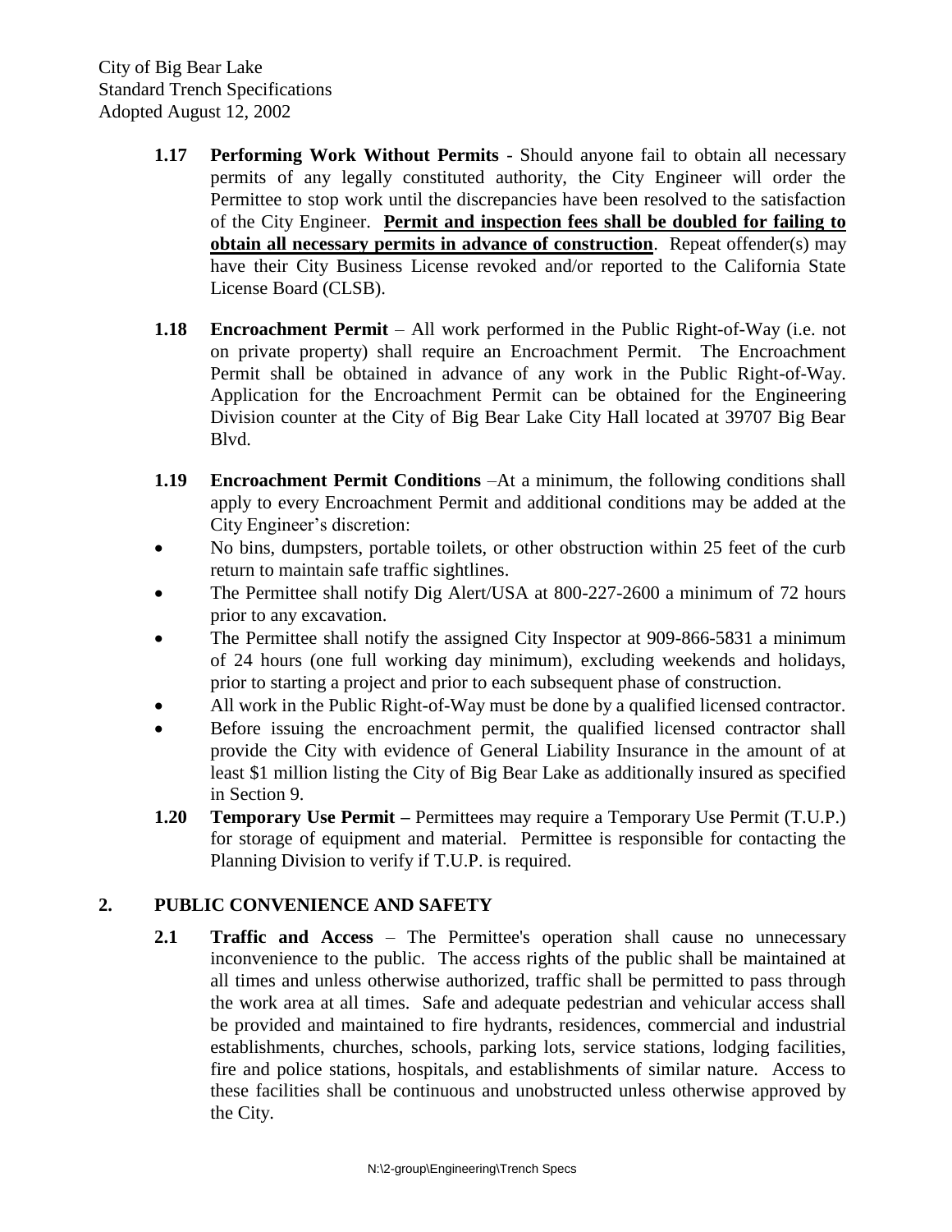- **1.17 Performing Work Without Permits** - Should anyone fail to obtain all necessary permits of any legally constituted authority, the City Engineer will order the Permittee to stop work until the discrepancies have been resolved to the satisfaction of the City Engineer. **<u>Permit and inspection fees shall be doubled for failing to obtain all necessary permits in advance of construction</u>**. Repeat offender(s) may have their City Business License revoked and/or reported to the California State License Board (CLSB).

- **1.18 Encroachment Permit** – All work performed in the Public Right-of-Way (i.e. not on private property) shall require an Encroachment Permit. The Encroachment Permit shall be obtained in advance of any work in the Public Right-of-Way. Application for the Encroachment Permit can be obtained for the Engineering Division counter at the City of Big Bear Lake City Hall located at 39707 Big Bear Blvd.

- **1.19 Encroachment Permit Conditions** –At a minimum, the following conditions shall apply to every Encroachment Permit and additional conditions may be added at the City Engineer's discretion:
  - No bins, dumpsters, portable toilets, or other obstruction within 25 feet of the curb return to maintain safe traffic sightlines.
  - The Permittee shall notify Dig Alert/USA at 800-227-2600 a minimum of 72 hours prior to any excavation.
  - The Permittee shall notify the assigned City Inspector at 909-866-5831 a minimum of 24 hours (one full working day minimum), excluding weekends and holidays, prior to starting a project and prior to each subsequent phase of construction.
  - All work in the Public Right-of-Way must be done by a qualified licensed contractor.
  - Before issuing the encroachment permit, the qualified licensed contractor shall provide the City with evidence of General Liability Insurance in the amount of at least $1 million listing the City of Big Bear Lake as additionally insured as specified in Section 9.

- **1.20 Temporary Use Permit –** Permittees may require a Temporary Use Permit (T.U.P.) for storage of equipment and material. Permittee is responsible for contacting the Planning Division to verify if T.U.P. is required.

## 2. PUBLIC CONVENIENCE AND SAFETY

- **2.1 Traffic and Access** – The Permittee's operation shall cause no unnecessary inconvenience to the public. The access rights of the public shall be maintained at all times and unless otherwise authorized, traffic shall be permitted to pass through the work area at all times. Safe and adequate pedestrian and vehicular access shall be provided and maintained to fire hydrants, residences, commercial and industrial establishments, churches, schools, parking lots, service stations, lodging facilities, fire and police stations, hospitals, and establishments of similar nature. Access to these facilities shall be continuous and unobstructed unless otherwise approved by the City.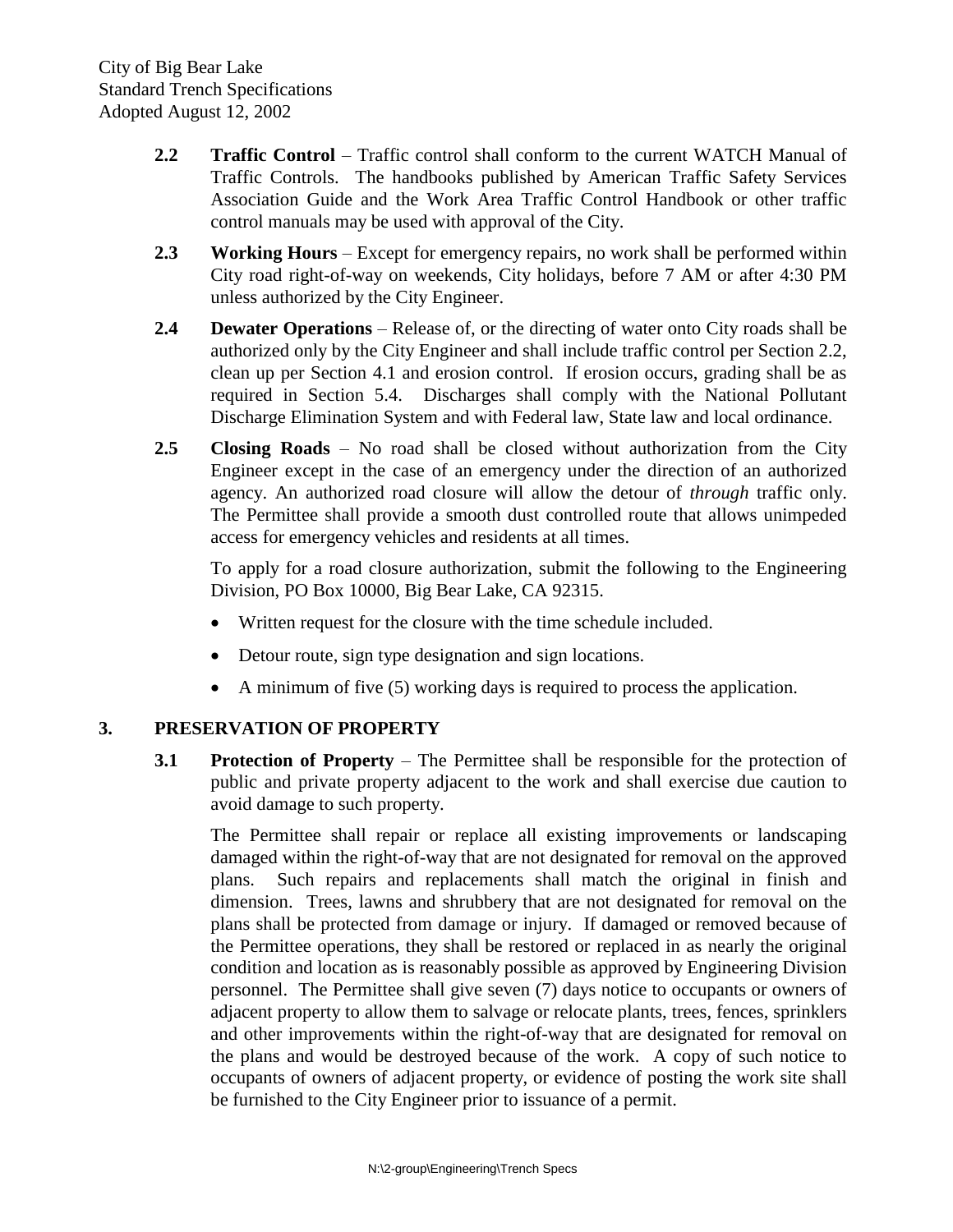**2.2 Traffic Control** – Traffic control shall conform to the current WATCH Manual of Traffic Controls. The handbooks published by American Traffic Safety Services Association Guide and the Work Area Traffic Control Handbook or other traffic control manuals may be used with approval of the City.

**2.3 Working Hours** – Except for emergency repairs, no work shall be performed within City road right-of-way on weekends, City holidays, before 7 AM or after 4:30 PM unless authorized by the City Engineer.

**2.4 Dewater Operations** – Release of, or the directing of water onto City roads shall be authorized only by the City Engineer and shall include traffic control per Section 2.2, clean up per Section 4.1 and erosion control. If erosion occurs, grading shall be as required in Section 5.4. Discharges shall comply with the National Pollutant Discharge Elimination System and with Federal law, State law and local ordinance.

**2.5 Closing Roads** – No road shall be closed without authorization from the City Engineer except in the case of an emergency under the direction of an authorized agency. An authorized road closure will allow the detour of *through* traffic only. The Permittee shall provide a smooth dust controlled route that allows unimpeded access for emergency vehicles and residents at all times.

To apply for a road closure authorization, submit the following to the Engineering Division, PO Box 10000, Big Bear Lake, CA 92315.

- Written request for the closure with the time schedule included.
- Detour route, sign type designation and sign locations.
- A minimum of five (5) working days is required to process the application.

## 3. PRESERVATION OF PROPERTY

**3.1 Protection of Property** – The Permittee shall be responsible for the protection of public and private property adjacent to the work and shall exercise due caution to avoid damage to such property.

The Permittee shall repair or replace all existing improvements or landscaping damaged within the right-of-way that are not designated for removal on the approved plans. Such repairs and replacements shall match the original in finish and dimension. Trees, lawns and shrubbery that are not designated for removal on the plans shall be protected from damage or injury. If damaged or removed because of the Permittee operations, they shall be restored or replaced in as nearly the original condition and location as is reasonably possible as approved by Engineering Division personnel. The Permittee shall give seven (7) days notice to occupants or owners of adjacent property to allow them to salvage or relocate plants, trees, fences, sprinklers and other improvements within the right-of-way that are designated for removal on the plans and would be destroyed because of the work. A copy of such notice to occupants of owners of adjacent property, or evidence of posting the work site shall be furnished to the City Engineer prior to issuance of a permit.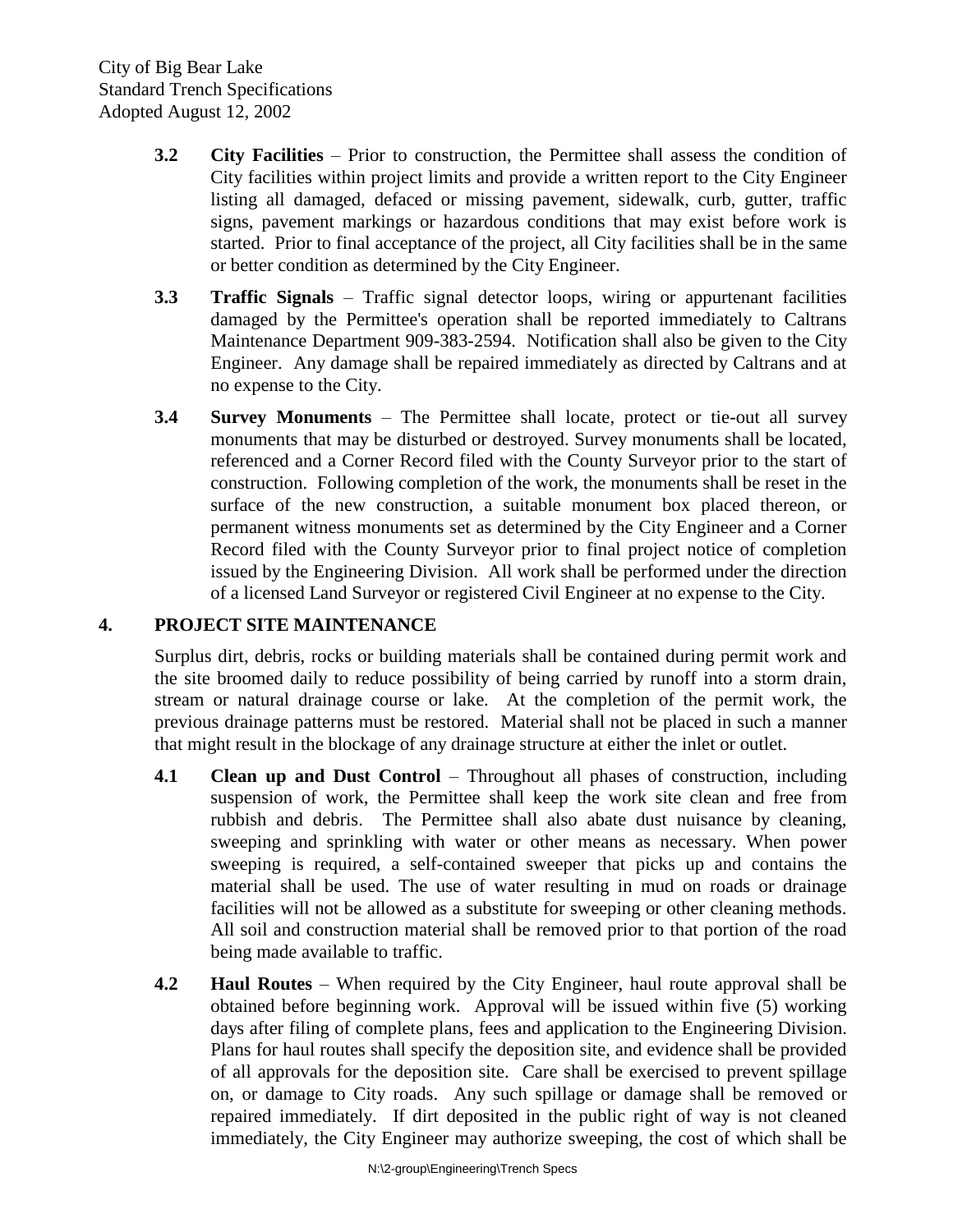**3.2 City Facilities** – Prior to construction, the Permittee shall assess the condition of City facilities within project limits and provide a written report to the City Engineer listing all damaged, defaced or missing pavement, sidewalk, curb, gutter, traffic signs, pavement markings or hazardous conditions that may exist before work is started. Prior to final acceptance of the project, all City facilities shall be in the same or better condition as determined by the City Engineer.

**3.3 Traffic Signals** – Traffic signal detector loops, wiring or appurtenant facilities damaged by the Permittee's operation shall be reported immediately to Caltrans Maintenance Department 909-383-2594. Notification shall also be given to the City Engineer. Any damage shall be repaired immediately as directed by Caltrans and at no expense to the City.

**3.4 Survey Monuments** – The Permittee shall locate, protect or tie-out all survey monuments that may be disturbed or destroyed. Survey monuments shall be located, referenced and a Corner Record filed with the County Surveyor prior to the start of construction. Following completion of the work, the monuments shall be reset in the surface of the new construction, a suitable monument box placed thereon, or permanent witness monuments set as determined by the City Engineer and a Corner Record filed with the County Surveyor prior to final project notice of completion issued by the Engineering Division. All work shall be performed under the direction of a licensed Land Surveyor or registered Civil Engineer at no expense to the City.

## 4. PROJECT SITE MAINTENANCE

Surplus dirt, debris, rocks or building materials shall be contained during permit work and the site broomed daily to reduce possibility of being carried by runoff into a storm drain, stream or natural drainage course or lake. At the completion of the permit work, the previous drainage patterns must be restored. Material shall not be placed in such a manner that might result in the blockage of any drainage structure at either the inlet or outlet.

**4.1 Clean up and Dust Control** – Throughout all phases of construction, including suspension of work, the Permittee shall keep the work site clean and free from rubbish and debris. The Permittee shall also abate dust nuisance by cleaning, sweeping and sprinkling with water or other means as necessary. When power sweeping is required, a self-contained sweeper that picks up and contains the material shall be used. The use of water resulting in mud on roads or drainage facilities will not be allowed as a substitute for sweeping or other cleaning methods. All soil and construction material shall be removed prior to that portion of the road being made available to traffic.

**4.2 Haul Routes** – When required by the City Engineer, haul route approval shall be obtained before beginning work. Approval will be issued within five (5) working days after filing of complete plans, fees and application to the Engineering Division. Plans for haul routes shall specify the deposition site, and evidence shall be provided of all approvals for the deposition site. Care shall be exercised to prevent spillage on, or damage to City roads. Any such spillage or damage shall be removed or repaired immediately. If dirt deposited in the public right of way is not cleaned immediately, the City Engineer may authorize sweeping, the cost of which shall be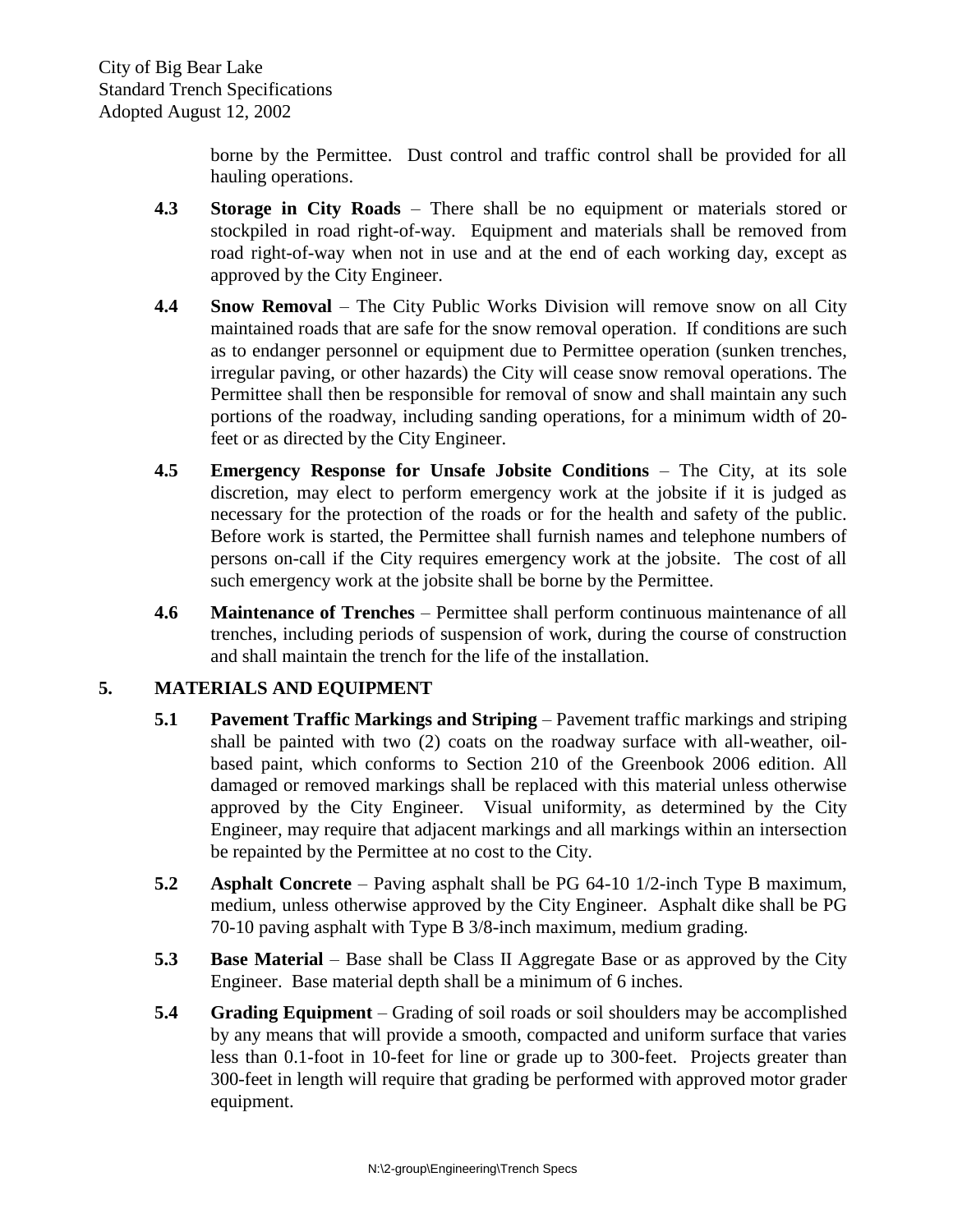borne by the Permittee. Dust control and traffic control shall be provided for all hauling operations.

**4.3 Storage in City Roads** – There shall be no equipment or materials stored or stockpiled in road right-of-way. Equipment and materials shall be removed from road right-of-way when not in use and at the end of each working day, except as approved by the City Engineer.

**4.4 Snow Removal** – The City Public Works Division will remove snow on all City maintained roads that are safe for the snow removal operation. If conditions are such as to endanger personnel or equipment due to Permittee operation (sunken trenches, irregular paving, or other hazards) the City will cease snow removal operations. The Permittee shall then be responsible for removal of snow and shall maintain any such portions of the roadway, including sanding operations, for a minimum width of 20-feet or as directed by the City Engineer.

**4.5 Emergency Response for Unsafe Jobsite Conditions** – The City, at its sole discretion, may elect to perform emergency work at the jobsite if it is judged as necessary for the protection of the roads or for the health and safety of the public. Before work is started, the Permittee shall furnish names and telephone numbers of persons on-call if the City requires emergency work at the jobsite. The cost of all such emergency work at the jobsite shall be borne by the Permittee.

**4.6 Maintenance of Trenches** – Permittee shall perform continuous maintenance of all trenches, including periods of suspension of work, during the course of construction and shall maintain the trench for the life of the installation.

## 5. MATERIALS AND EQUIPMENT

**5.1 Pavement Traffic Markings and Striping** – Pavement traffic markings and striping shall be painted with two (2) coats on the roadway surface with all-weather, oil-based paint, which conforms to Section 210 of the Greenbook 2006 edition. All damaged or removed markings shall be replaced with this material unless otherwise approved by the City Engineer. Visual uniformity, as determined by the City Engineer, may require that adjacent markings and all markings within an intersection be repainted by the Permittee at no cost to the City.

**5.2 Asphalt Concrete** – Paving asphalt shall be PG 64-10 1/2-inch Type B maximum, medium, unless otherwise approved by the City Engineer. Asphalt dike shall be PG 70-10 paving asphalt with Type B 3/8-inch maximum, medium grading.

**5.3 Base Material** – Base shall be Class II Aggregate Base or as approved by the City Engineer. Base material depth shall be a minimum of 6 inches.

**5.4 Grading Equipment** – Grading of soil roads or soil shoulders may be accomplished by any means that will provide a smooth, compacted and uniform surface that varies less than 0.1-foot in 10-feet for line or grade up to 300-feet. Projects greater than 300-feet in length will require that grading be performed with approved motor grader equipment.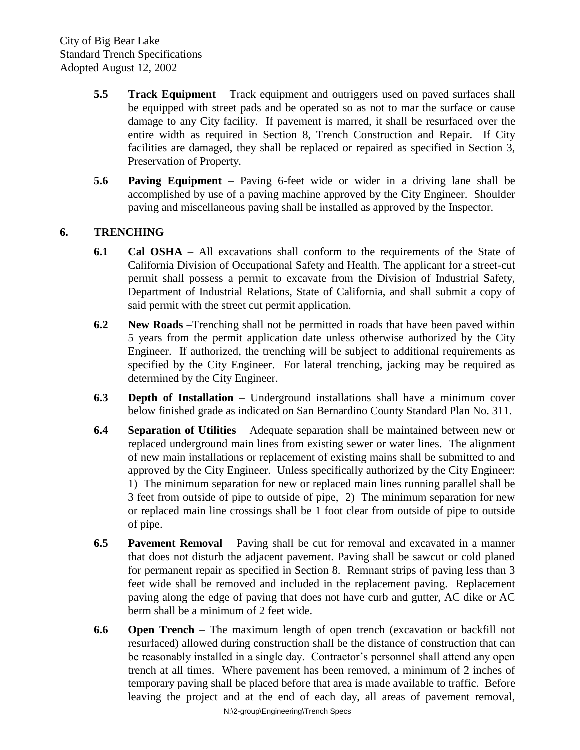- **5.5 Track Equipment** – Track equipment and outriggers used on paved surfaces shall be equipped with street pads and be operated so as not to mar the surface or cause damage to any City facility. If pavement is marred, it shall be resurfaced over the entire width as required in Section 8, Trench Construction and Repair. If City facilities are damaged, they shall be replaced or repaired as specified in Section 3, Preservation of Property.

- **5.6 Paving Equipment** – Paving 6-feet wide or wider in a driving lane shall be accomplished by use of a paving machine approved by the City Engineer. Shoulder paving and miscellaneous paving shall be installed as approved by the Inspector.

## 6. TRENCHING

- **6.1 Cal OSHA** – All excavations shall conform to the requirements of the State of California Division of Occupational Safety and Health. The applicant for a street-cut permit shall possess a permit to excavate from the Division of Industrial Safety, Department of Industrial Relations, State of California, and shall submit a copy of said permit with the street cut permit application.

- **6.2 New Roads** –Trenching shall not be permitted in roads that have been paved within 5 years from the permit application date unless otherwise authorized by the City Engineer. If authorized, the trenching will be subject to additional requirements as specified by the City Engineer. For lateral trenching, jacking may be required as determined by the City Engineer.

- **6.3 Depth of Installation** – Underground installations shall have a minimum cover below finished grade as indicated on San Bernardino County Standard Plan No. 311.

- **6.4 Separation of Utilities** – Adequate separation shall be maintained between new or replaced underground main lines from existing sewer or water lines. The alignment of new main installations or replacement of existing mains shall be submitted to and approved by the City Engineer. Unless specifically authorized by the City Engineer: 1) The minimum separation for new or replaced main lines running parallel shall be 3 feet from outside of pipe to outside of pipe, 2) The minimum separation for new or replaced main line crossings shall be 1 foot clear from outside of pipe to outside of pipe.

- **6.5 Pavement Removal** – Paving shall be cut for removal and excavated in a manner that does not disturb the adjacent pavement. Paving shall be sawcut or cold planed for permanent repair as specified in Section 8. Remnant strips of paving less than 3 feet wide shall be removed and included in the replacement paving. Replacement paving along the edge of paving that does not have curb and gutter, AC dike or AC berm shall be a minimum of 2 feet wide.

- **6.6 Open Trench** – The maximum length of open trench (excavation or backfill not resurfaced) allowed during construction shall be the distance of construction that can be reasonably installed in a single day. Contractor's personnel shall attend any open trench at all times. Where pavement has been removed, a minimum of 2 inches of temporary paving shall be placed before that area is made available to traffic. Before leaving the project and at the end of each day, all areas of pavement removal,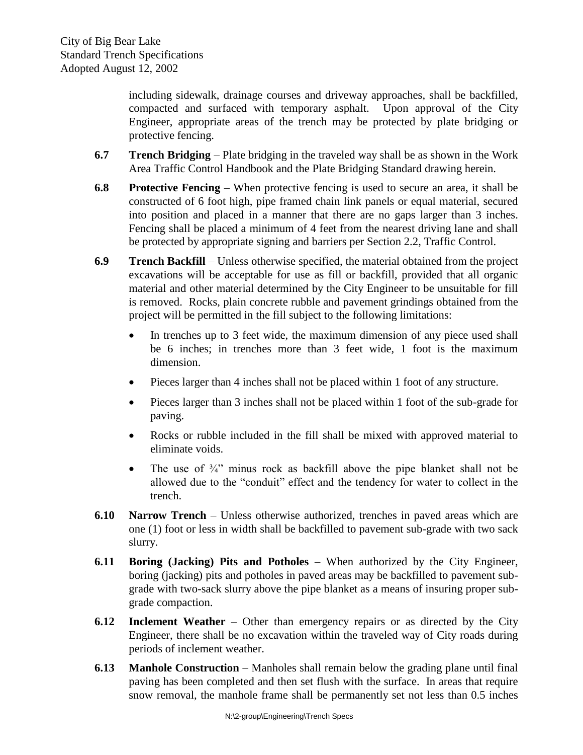including sidewalk, drainage courses and driveway approaches, shall be backfilled, compacted and surfaced with temporary asphalt. Upon approval of the City Engineer, appropriate areas of the trench may be protected by plate bridging or protective fencing.

**6.7 Trench Bridging** – Plate bridging in the traveled way shall be as shown in the Work Area Traffic Control Handbook and the Plate Bridging Standard drawing herein.

**6.8 Protective Fencing** – When protective fencing is used to secure an area, it shall be constructed of 6 foot high, pipe framed chain link panels or equal material, secured into position and placed in a manner that there are no gaps larger than 3 inches. Fencing shall be placed a minimum of 4 feet from the nearest driving lane and shall be protected by appropriate signing and barriers per Section 2.2, Traffic Control.

**6.9 Trench Backfill** – Unless otherwise specified, the material obtained from the project excavations will be acceptable for use as fill or backfill, provided that all organic material and other material determined by the City Engineer to be unsuitable for fill is removed. Rocks, plain concrete rubble and pavement grindings obtained from the project will be permitted in the fill subject to the following limitations:

- In trenches up to 3 feet wide, the maximum dimension of any piece used shall be 6 inches; in trenches more than 3 feet wide, 1 foot is the maximum dimension.
- Pieces larger than 4 inches shall not be placed within 1 foot of any structure.
- Pieces larger than 3 inches shall not be placed within 1 foot of the sub-grade for paving.
- Rocks or rubble included in the fill shall be mixed with approved material to eliminate voids.
- The use of ¾" minus rock as backfill above the pipe blanket shall not be allowed due to the "conduit" effect and the tendency for water to collect in the trench.

**6.10 Narrow Trench** – Unless otherwise authorized, trenches in paved areas which are one (1) foot or less in width shall be backfilled to pavement sub-grade with two sack slurry.

**6.11 Boring (Jacking) Pits and Potholes** – When authorized by the City Engineer, boring (jacking) pits and potholes in paved areas may be backfilled to pavement sub-grade with two-sack slurry above the pipe blanket as a means of insuring proper sub-grade compaction.

**6.12 Inclement Weather** – Other than emergency repairs or as directed by the City Engineer, there shall be no excavation within the traveled way of City roads during periods of inclement weather.

**6.13 Manhole Construction** – Manholes shall remain below the grading plane until final paving has been completed and then set flush with the surface. In areas that require snow removal, the manhole frame shall be permanently set not less than 0.5 inches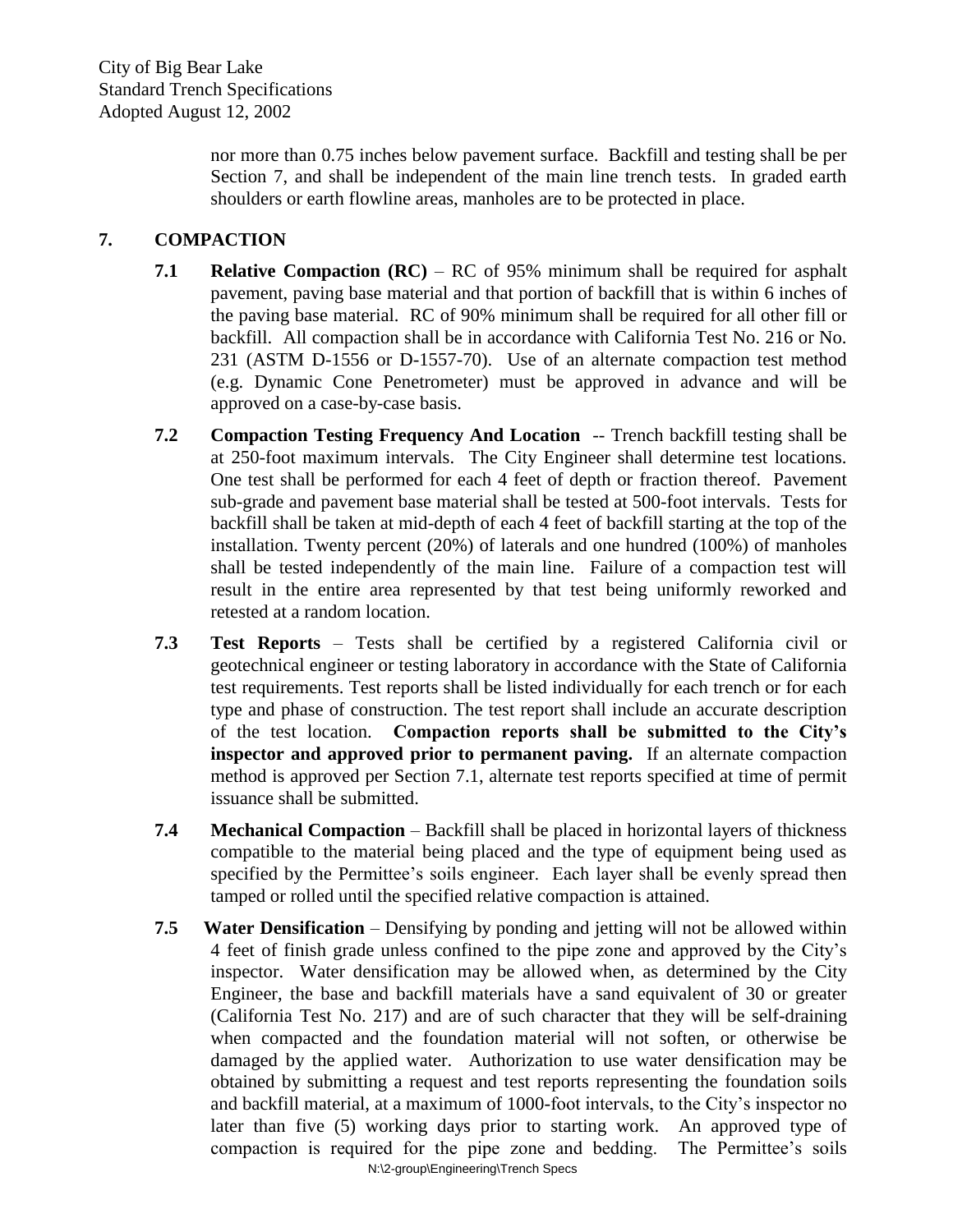nor more than 0.75 inches below pavement surface. Backfill and testing shall be per Section 7, and shall be independent of the main line trench tests. In graded earth shoulders or earth flowline areas, manholes are to be protected in place.

## 7. COMPACTION

**7.1 Relative Compaction (RC)** – RC of 95% minimum shall be required for asphalt pavement, paving base material and that portion of backfill that is within 6 inches of the paving base material. RC of 90% minimum shall be required for all other fill or backfill. All compaction shall be in accordance with California Test No. 216 or No. 231 (ASTM D-1556 or D-1557-70). Use of an alternate compaction test method (e.g. Dynamic Cone Penetrometer) must be approved in advance and will be approved on a case-by-case basis.

**7.2 Compaction Testing Frequency And Location** -- Trench backfill testing shall be at 250-foot maximum intervals. The City Engineer shall determine test locations. One test shall be performed for each 4 feet of depth or fraction thereof. Pavement sub-grade and pavement base material shall be tested at 500-foot intervals. Tests for backfill shall be taken at mid-depth of each 4 feet of backfill starting at the top of the installation. Twenty percent (20%) of laterals and one hundred (100%) of manholes shall be tested independently of the main line. Failure of a compaction test will result in the entire area represented by that test being uniformly reworked and retested at a random location.

**7.3 Test Reports** – Tests shall be certified by a registered California civil or geotechnical engineer or testing laboratory in accordance with the State of California test requirements. Test reports shall be listed individually for each trench or for each type and phase of construction. The test report shall include an accurate description of the test location. **Compaction reports shall be submitted to the City's inspector and approved prior to permanent paving.** If an alternate compaction method is approved per Section 7.1, alternate test reports specified at time of permit issuance shall be submitted.

**7.4 Mechanical Compaction** – Backfill shall be placed in horizontal layers of thickness compatible to the material being placed and the type of equipment being used as specified by the Permittee's soils engineer. Each layer shall be evenly spread then tamped or rolled until the specified relative compaction is attained.

**7.5 Water Densification** – Densifying by ponding and jetting will not be allowed within 4 feet of finish grade unless confined to the pipe zone and approved by the City's inspector. Water densification may be allowed when, as determined by the City Engineer, the base and backfill materials have a sand equivalent of 30 or greater (California Test No. 217) and are of such character that they will be self-draining when compacted and the foundation material will not soften, or otherwise be damaged by the applied water. Authorization to use water densification may be obtained by submitting a request and test reports representing the foundation soils and backfill material, at a maximum of 1000-foot intervals, to the City's inspector no later than five (5) working days prior to starting work. An approved type of compaction is required for the pipe zone and bedding. The Permittee's soils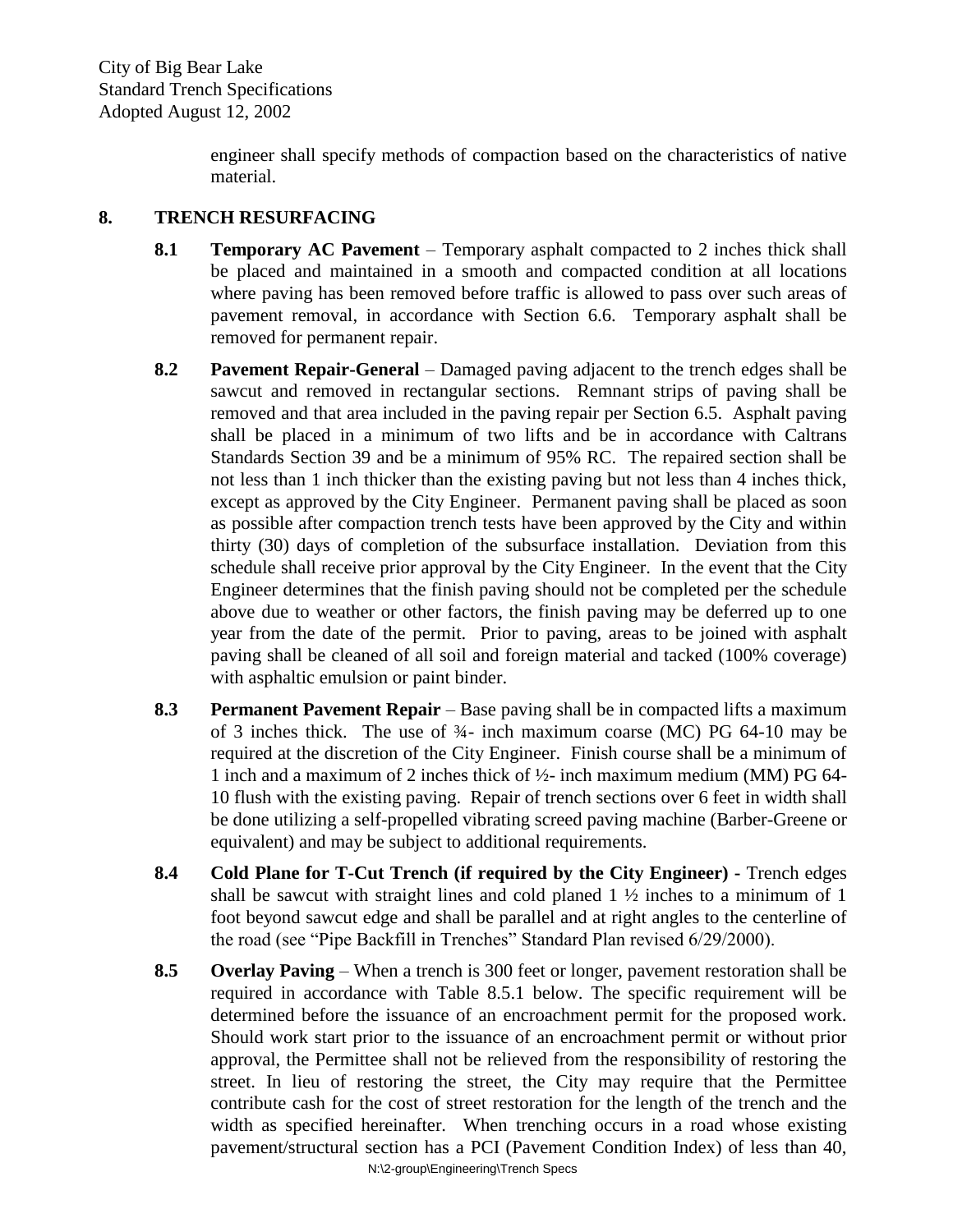engineer shall specify methods of compaction based on the characteristics of native material.

## 8. TRENCH RESURFACING

**8.1 Temporary AC Pavement** – Temporary asphalt compacted to 2 inches thick shall be placed and maintained in a smooth and compacted condition at all locations where paving has been removed before traffic is allowed to pass over such areas of pavement removal, in accordance with Section 6.6. Temporary asphalt shall be removed for permanent repair.

**8.2 Pavement Repair-General** – Damaged paving adjacent to the trench edges shall be sawcut and removed in rectangular sections. Remnant strips of paving shall be removed and that area included in the paving repair per Section 6.5. Asphalt paving shall be placed in a minimum of two lifts and be in accordance with Caltrans Standards Section 39 and be a minimum of 95% RC. The repaired section shall be not less than 1 inch thicker than the existing paving but not less than 4 inches thick, except as approved by the City Engineer. Permanent paving shall be placed as soon as possible after compaction trench tests have been approved by the City and within thirty (30) days of completion of the subsurface installation. Deviation from this schedule shall receive prior approval by the City Engineer. In the event that the City Engineer determines that the finish paving should not be completed per the schedule above due to weather or other factors, the finish paving may be deferred up to one year from the date of the permit. Prior to paving, areas to be joined with asphalt paving shall be cleaned of all soil and foreign material and tacked (100% coverage) with asphaltic emulsion or paint binder.

**8.3 Permanent Pavement Repair** – Base paving shall be in compacted lifts a maximum of 3 inches thick. The use of ¾- inch maximum coarse (MC) PG 64-10 may be required at the discretion of the City Engineer. Finish course shall be a minimum of 1 inch and a maximum of 2 inches thick of ½- inch maximum medium (MM) PG 64-10 flush with the existing paving. Repair of trench sections over 6 feet in width shall be done utilizing a self-propelled vibrating screed paving machine (Barber-Greene or equivalent) and may be subject to additional requirements.

**8.4 Cold Plane for T-Cut Trench (if required by the City Engineer)** - Trench edges shall be sawcut with straight lines and cold planed 1 ½ inches to a minimum of 1 foot beyond sawcut edge and shall be parallel and at right angles to the centerline of the road (see "Pipe Backfill in Trenches" Standard Plan revised 6/29/2000).

**8.5 Overlay Paving** – When a trench is 300 feet or longer, pavement restoration shall be required in accordance with Table 8.5.1 below. The specific requirement will be determined before the issuance of an encroachment permit for the proposed work. Should work start prior to the issuance of an encroachment permit or without prior approval, the Permittee shall not be relieved from the responsibility of restoring the street. In lieu of restoring the street, the City may require that the Permittee contribute cash for the cost of street restoration for the length of the trench and the width as specified hereinafter. When trenching occurs in a road whose existing pavement/structural section has a PCI (Pavement Condition Index) of less than 40,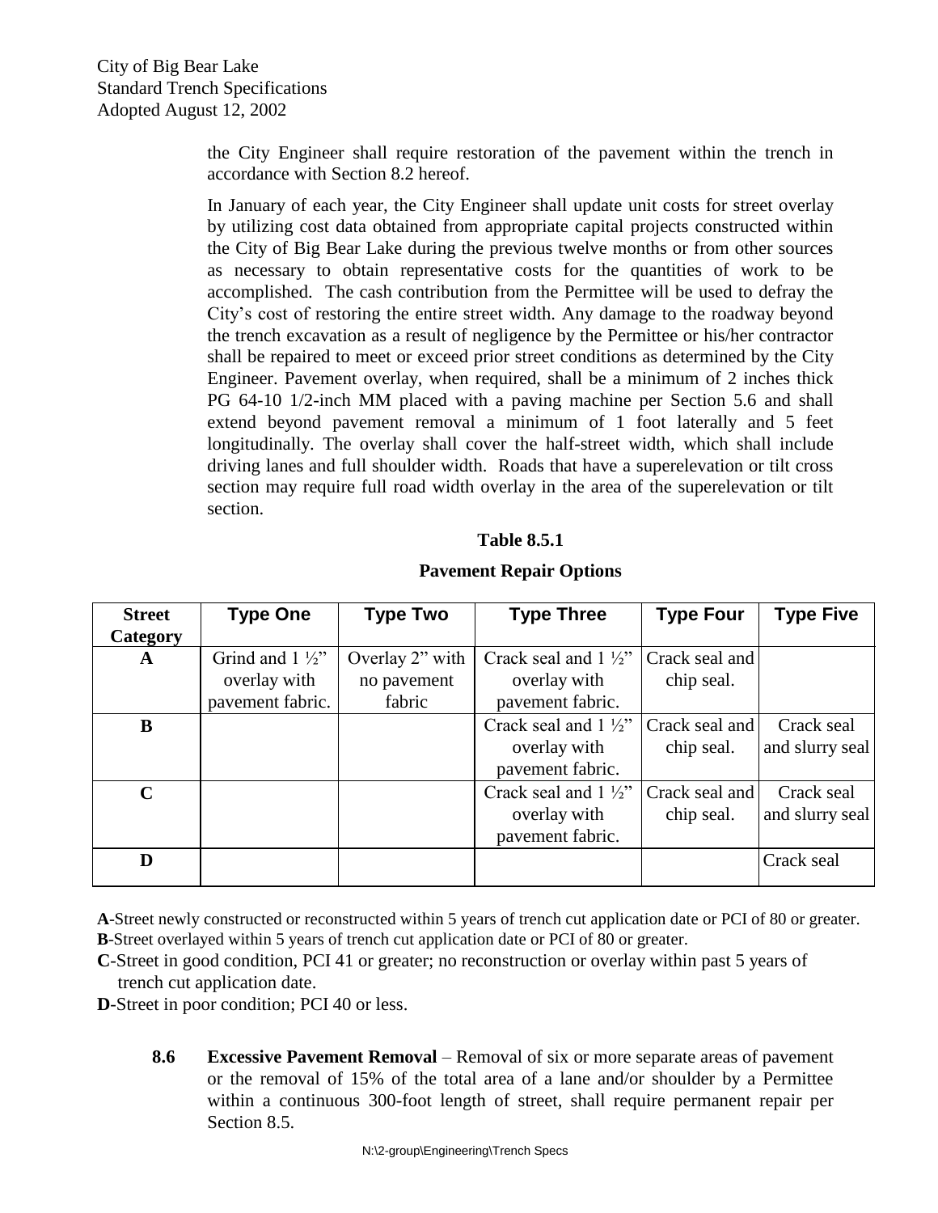the City Engineer shall require restoration of the pavement within the trench in accordance with Section 8.2 hereof.

In January of each year, the City Engineer shall update unit costs for street overlay by utilizing cost data obtained from appropriate capital projects constructed within the City of Big Bear Lake during the previous twelve months or from other sources as necessary to obtain representative costs for the quantities of work to be accomplished. The cash contribution from the Permittee will be used to defray the City's cost of restoring the entire street width. Any damage to the roadway beyond the trench excavation as a result of negligence by the Permittee or his/her contractor shall be repaired to meet or exceed prior street conditions as determined by the City Engineer. Pavement overlay, when required, shall be a minimum of 2 inches thick PG 64-10 1/2-inch MM placed with a paving machine per Section 5.6 and shall extend beyond pavement removal a minimum of 1 foot laterally and 5 feet longitudinally. The overlay shall cover the half-street width, which shall include driving lanes and full shoulder width. Roads that have a superelevation or tilt cross section may require full road width overlay in the area of the superelevation or tilt section.

**Table 8.5.1**

**Pavement Repair Options**

| Street Category | Type One | Type Two | Type Three | Type Four | Type Five |
|---|---|---|---|---|---|
| **A** | Grind and 1 ½" overlay with pavement fabric. | Overlay 2" with no pavement fabric | Crack seal and 1 ½" overlay with pavement fabric. | Crack seal and chip seal. | |
| **B** | | | Crack seal and 1 ½" overlay with pavement fabric. | Crack seal and chip seal. | Crack seal and slurry seal |
| **C** | | | Crack seal and 1 ½" overlay with pavement fabric. | Crack seal and chip seal. | Crack seal and slurry seal |
| **D** | | | | | Crack seal |

**A**-Street newly constructed or reconstructed within 5 years of trench cut application date or PCI of 80 or greater.
**B**-Street overlayed within 5 years of trench cut application date or PCI of 80 or greater.
**C**-Street in good condition, PCI 41 or greater; no reconstruction or overlay within past 5 years of trench cut application date.
**D**-Street in poor condition; PCI 40 or less.

**8.6 Excessive Pavement Removal** – Removal of six or more separate areas of pavement or the removal of 15% of the total area of a lane and/or shoulder by a Permittee within a continuous 300-foot length of street, shall require permanent repair per Section 8.5.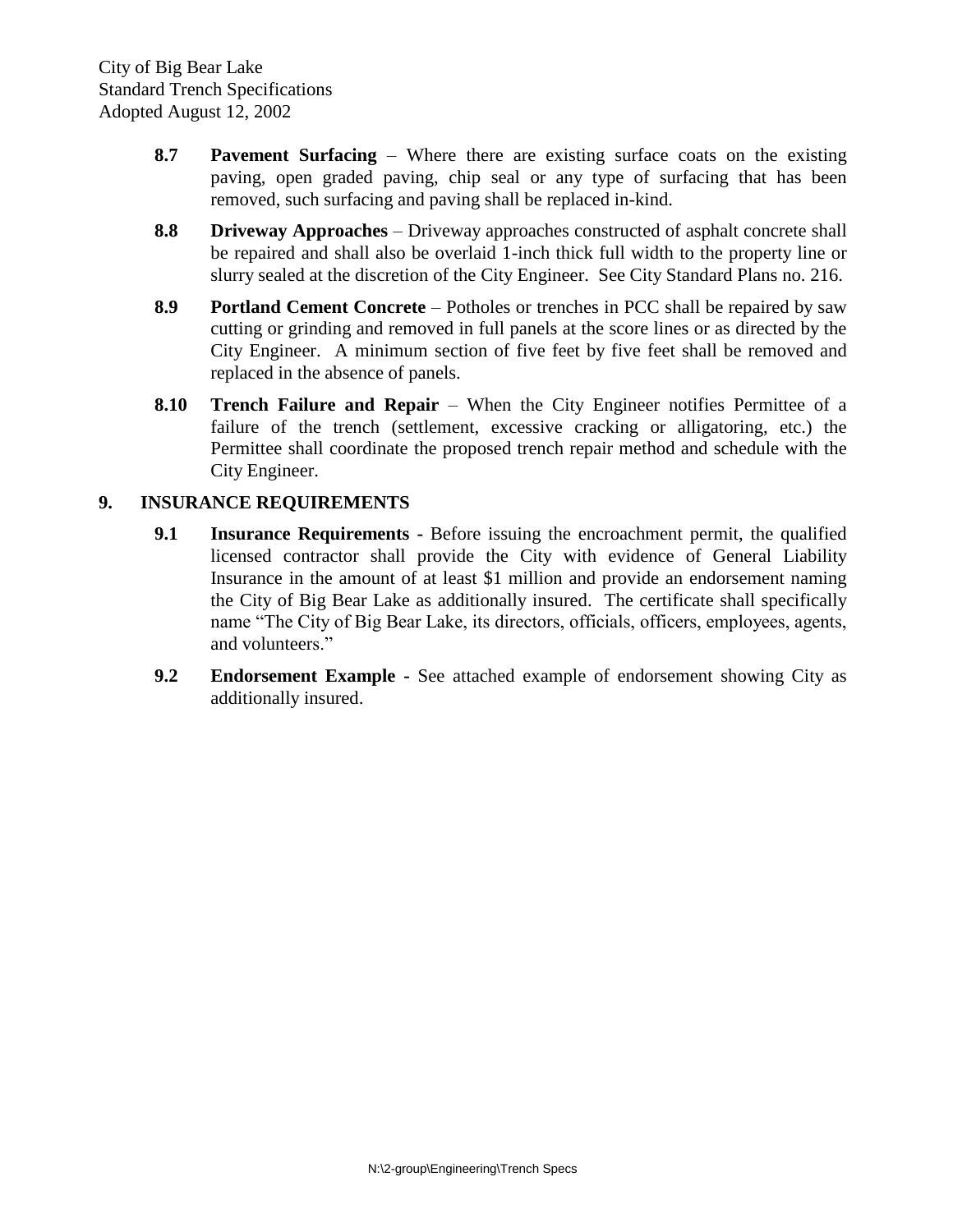**8.7 Pavement Surfacing** – Where there are existing surface coats on the existing paving, open graded paving, chip seal or any type of surfacing that has been removed, such surfacing and paving shall be replaced in-kind.

**8.8 Driveway Approaches** – Driveway approaches constructed of asphalt concrete shall be repaired and shall also be overlaid 1-inch thick full width to the property line or slurry sealed at the discretion of the City Engineer. See City Standard Plans no. 216.

**8.9 Portland Cement Concrete** – Potholes or trenches in PCC shall be repaired by saw cutting or grinding and removed in full panels at the score lines or as directed by the City Engineer. A minimum section of five feet by five feet shall be removed and replaced in the absence of panels.

**8.10 Trench Failure and Repair** – When the City Engineer notifies Permittee of a failure of the trench (settlement, excessive cracking or alligatoring, etc.) the Permittee shall coordinate the proposed trench repair method and schedule with the City Engineer.

## 9. INSURANCE REQUIREMENTS

**9.1 Insurance Requirements -** Before issuing the encroachment permit, the qualified licensed contractor shall provide the City with evidence of General Liability Insurance in the amount of at least $1 million and provide an endorsement naming the City of Big Bear Lake as additionally insured. The certificate shall specifically name "The City of Big Bear Lake, its directors, officials, officers, employees, agents, and volunteers."

**9.2 Endorsement Example -** See attached example of endorsement showing City as additionally insured.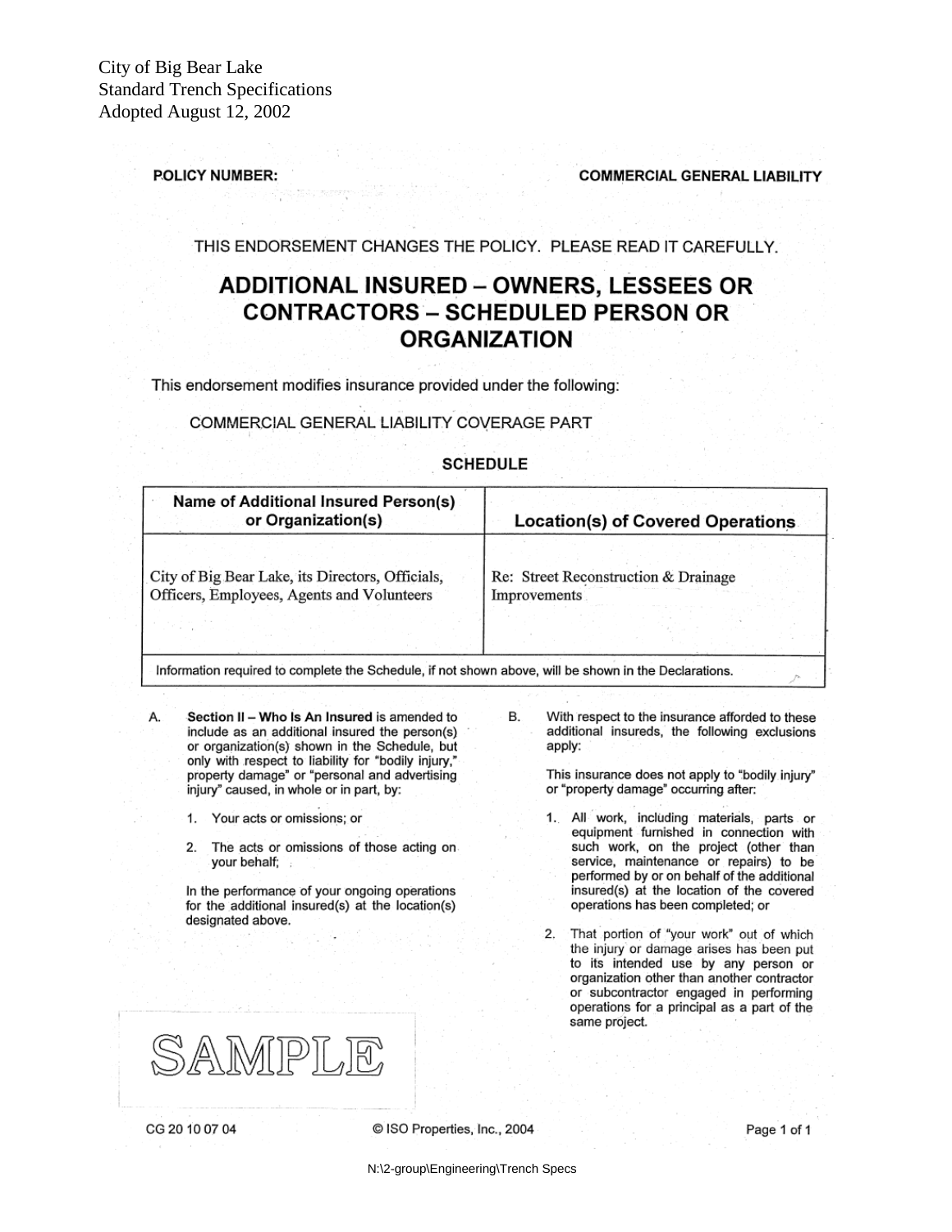City of Big Bear Lake
Standard Trench Specifications
Adopted August 12, 2002

**POLICY NUMBER:** **COMMERCIAL GENERAL LIABILITY**

THIS ENDORSEMENT CHANGES THE POLICY. PLEASE READ IT CAREFULLY.

# ADDITIONAL INSURED – OWNERS, LESSEES OR CONTRACTORS – SCHEDULED PERSON OR ORGANIZATION

This endorsement modifies insurance provided under the following:

COMMERCIAL GENERAL LIABILITY COVERAGE PART

**SCHEDULE**

| Name of Additional Insured Person(s) or Organization(s) | Location(s) of Covered Operations |
|---|---|
| City of Big Bear Lake, its Directors, Officials, Officers, Employees, Agents and Volunteers | Re: Street Reconstruction & Drainage Improvements |
| Information required to complete the Schedule, if not shown above, will be shown in the Declarations. | |

A. **Section II – Who Is An Insured** is amended to include as an additional insured the person(s) or organization(s) shown in the Schedule, but only with respect to liability for "bodily injury," property damage" or "personal and advertising injury" caused, in whole or in part, by:

1. Your acts or omissions; or
2. The acts or omissions of those acting on your behalf;

In the performance of your ongoing operations for the additional insured(s) at the location(s) designated above.

B. With respect to the insurance afforded to these additional insureds, the following exclusions apply:

This insurance does not apply to "bodily injury" or "property damage" occurring after:

1. All work, including materials, parts or equipment furnished in connection with such work, on the project (other than service, maintenance or repairs) to be performed by or on behalf of the additional insured(s) at the location of the covered operations has been completed; or
2. That portion of "your work" out of which the injury or damage arises has been put to its intended use by any person or organization other than another contractor or subcontractor engaged in performing operations for a principal as a part of the same project.

SAMPLE

CG 20 10 07 04 © ISO Properties, Inc., 2004

N:\2-group\Engineering\Trench Specs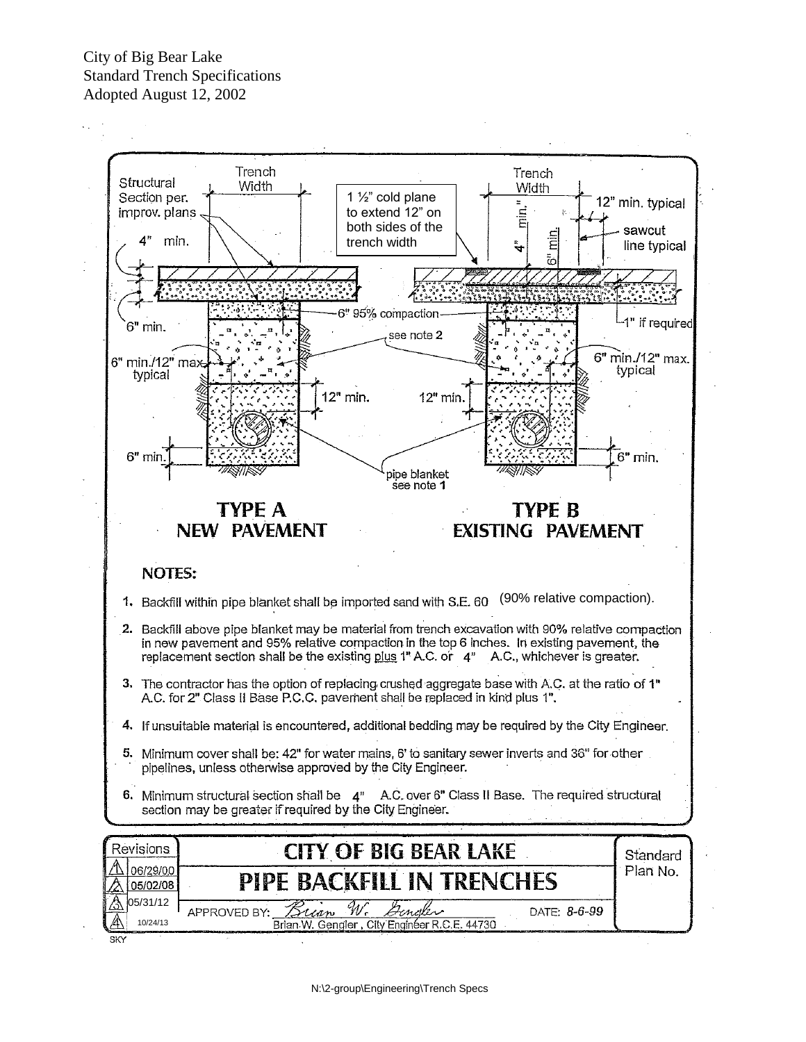City of Big Bear Lake
Standard Trench Specifications
Adopted August 12, 2002

Structural Section per. improv. plans

Trench Width

1 ½" cold plane to extend 12" on both sides of the trench width

Trench Width

12" min. typical

sawcut line typical

4" min.

4" min.

6" min.

6" 95% compaction

1" if required

6" min.

see note 2

6" min./12" max typical

6" min./12" max. typical

12" min.

12" min.

6" min.

pipe blanket see note 1

6" min.

**TYPE A**
**NEW PAVEMENT**

**TYPE B**
**EXISTING PAVEMENT**

## NOTES:

1. Backfill within pipe blanket shall be imported sand with S.E. 60 (90% relative compaction).
2. Backfill above pipe blanket may be material from trench excavation with 90% relative compaction in new pavement and 95% relative compaction in the top 6 inches. In existing pavement, the replacement section shall be the existing plus 1" A.C. or 4" A.C., whichever is greater.
3. The contractor has the option of replacing crushed aggregate base with A.C. at the ratio of 1" A.C. for 2" Class II Base P.C.C. pavement shall be replaced in kind plus 1".
4. If unsuitable material is encountered, additional bedding may be required by the City Engineer.
5. Minimum cover shall be: 42" for water mains, 6' to sanitary sewer inverts and 36" for other pipelines, unless otherwise approved by the City Engineer.
6. Minimum structural section shall be 4" A.C. over 6" Class II Base. The required structural section may be greater if required by the City Engineer.

| Revisions | CITY OF BIG BEAR LAKE | Standard Plan No. |
|---|---|---|
| 1 06/29/00 | PIPE BACKFILL IN TRENCHES | |
| 2 05/02/08 | | |
| 3 05/31/12 | APPROVED BY: Brian W. Gengler — Brian W. Gengler, City Engineer R.C.E. 44730 DATE: 8-6-99 | |
| 4 10/24/13 | | |

SKY

N:\2-group\Engineering\Trench Specs